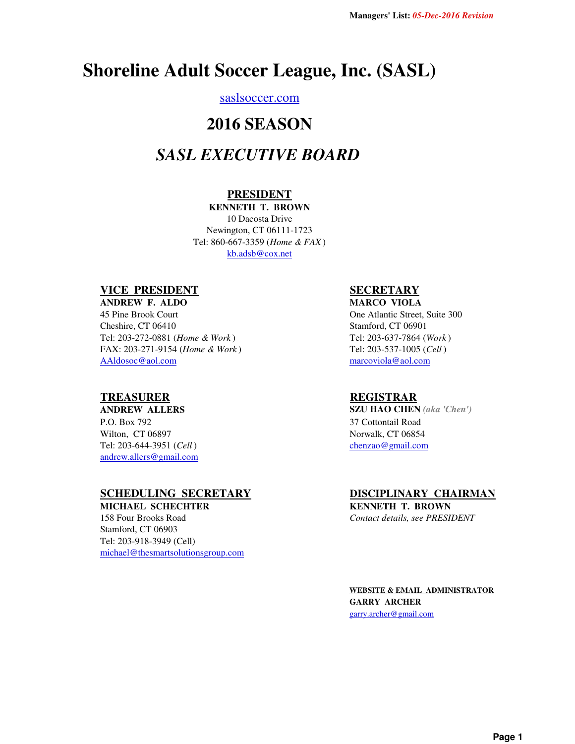# Shoreline Adult Soccer League, Inc. (SASL)

saslsoccer.com

## 2016 SEASON

## *SASL EXECUTIVE BOARD*

### PRESIDENT

**KENNETH T. BROWN**
10 Dacosta Drive
Newington, CT 06111-1723
Tel: 860-667-3359 (*Home & FAX*)
kb.adsb@cox.net

### VICE PRESIDENT

**ANDREW F. ALDO**
45 Pine Brook Court
Cheshire, CT 06410
Tel: 203-272-0881 (*Home & Work*)
FAX: 203-271-9154 (*Home & Work*)
AAldosoc@aol.com

### SECRETARY

**MARCO VIOLA**
One Atlantic Street, Suite 300
Stamford, CT 06901
Tel: 203-637-7864 (*Work*)
Tel: 203-537-1005 (*Cell*)
marcoviola@aol.com

### TREASURER

**ANDREW ALLERS**
P.O. Box 792
Wilton, CT 06897
Tel: 203-644-3951 (*Cell*)
andrew.allers@gmail.com

### REGISTRAR

**SZU HAO CHEN** *(aka 'Chen')*
37 Cottontail Road
Norwalk, CT 06854
chenzao@gmail.com

### SCHEDULING SECRETARY

**MICHAEL SCHECHTER**
158 Four Brooks Road
Stamford, CT 06903
Tel: 203-918-3949 (Cell)
michael@thesmartsolutionsgroup.com

### DISCIPLINARY CHAIRMAN

**KENNETH T. BROWN**
*Contact details, see PRESIDENT*

### WEBSITE & EMAIL ADMINISTRATOR

**GARRY ARCHER**
garry.archer@gmail.com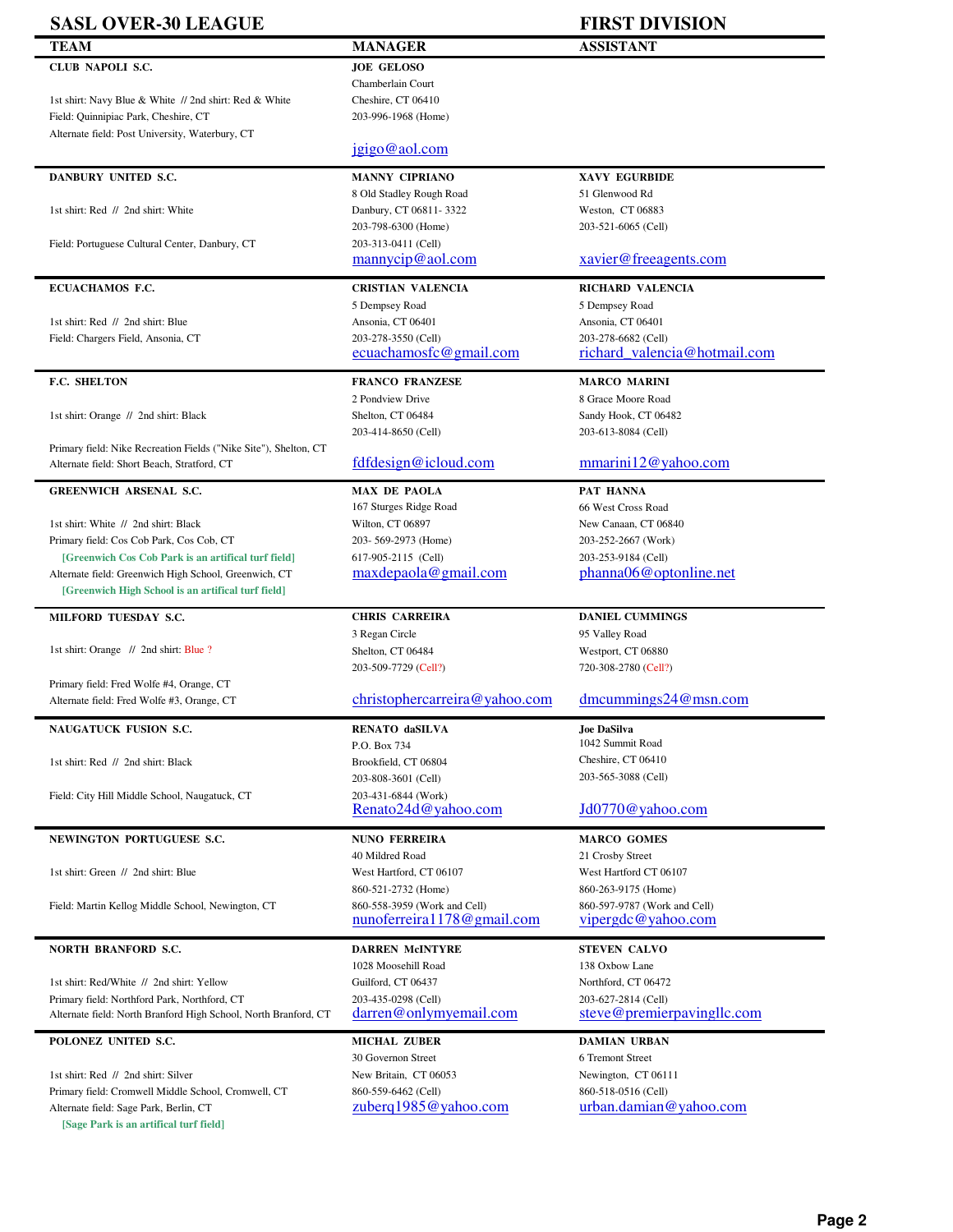## SASL OVER-30 LEAGUE — FIRST DIVISION

| TEAM | MANAGER | ASSISTANT |
|---|---|---|
| **CLUB NAPOLI S.C.**<br><br>1st shirt: Navy Blue & White // 2nd shirt: Red & White<br>Field: Quinnipiac Park, Cheshire, CT<br>Alternate field: Post University, Waterbury, CT | **JOE GELOSO**<br>Chamberlain Court<br>Cheshire, CT 06410<br>203-996-1968 (Home)<br><br>jgigo@aol.com | |
| **DANBURY UNITED S.C.**<br><br>1st shirt: Red // 2nd shirt: White<br><br>Field: Portuguese Cultural Center, Danbury, CT | **MANNY CIPRIANO**<br>8 Old Stadley Rough Road<br>Danbury, CT 06811- 3322<br>203-798-6300 (Home)<br>203-313-0411 (Cell)<br>mannycip@aol.com | **XAVY EGURBIDE**<br>51 Glenwood Rd<br>Weston, CT 06883<br>203-521-6065 (Cell)<br><br>xavier@freeagents.com |
| **ECUACHAMOS F.C.**<br><br>1st shirt: Red // 2nd shirt: Blue<br>Field: Chargers Field, Ansonia, CT | **CRISTIAN VALENCIA**<br>5 Dempsey Road<br>Ansonia, CT 06401<br>203-278-3550 (Cell)<br>ecuachamosfc@gmail.com | **RICHARD VALENCIA**<br>5 Dempsey Road<br>Ansonia, CT 06401<br>203-278-6682 (Cell)<br>richard_valencia@hotmail.com |
| **F.C. SHELTON**<br><br>1st shirt: Orange // 2nd shirt: Black<br><br>Primary field: Nike Recreation Fields ("Nike Site"), Shelton, CT<br>Alternate field: Short Beach, Stratford, CT | **FRANCO FRANZESE**<br>2 Pondview Drive<br>Shelton, CT 06484<br>203-414-8650 (Cell)<br><br>fdfdesign@icloud.com | **MARCO MARINI**<br>8 Grace Moore Road<br>Sandy Hook, CT 06482<br>203-613-8084 (Cell)<br><br>mmarini12@yahoo.com |
| **GREENWICH ARSENAL S.C.**<br><br>1st shirt: White // 2nd shirt: Black<br>Primary field: Cos Cob Park, Cos Cob, CT<br>[Greenwich Cos Cob Park is an artifical turf field]<br>Alternate field: Greenwich High School, Greenwich, CT<br>[Greenwich High School is an artifical turf field] | **MAX DE PAOLA**<br>167 Sturges Ridge Road<br>Wilton, CT 06897<br>203- 569-2973 (Home)<br>617-905-2115 (Cell)<br>maxdepaola@gmail.com | **PAT HANNA**<br>66 West Cross Road<br>New Canaan, CT 06840<br>203-252-2667 (Work)<br>203-253-9184 (Cell)<br>phanna06@optonline.net |
| **MILFORD TUESDAY S.C.**<br><br>1st shirt: Orange // 2nd shirt: Blue ?<br><br>Primary field: Fred Wolfe #4, Orange, CT<br>Alternate field: Fred Wolfe #3, Orange, CT | **CHRIS CARREIRA**<br>3 Regan Circle<br>Shelton, CT 06484<br>203-509-7729 (Cell?)<br><br>christophercarreira@yahoo.com | **DANIEL CUMMINGS**<br>95 Valley Road<br>Westport, CT 06880<br>720-308-2780 (Cell?)<br><br>dmcummings24@msn.com |
| **NAUGATUCK FUSION S.C.**<br><br>1st shirt: Red // 2nd shirt: Black<br><br>Field: City Hill Middle School, Naugatuck, CT | **RENATO daSILVA**<br>P.O. Box 734<br>Brookfield, CT 06804<br>203-808-3601 (Cell)<br>203-431-6844 (Work)<br>Renato24d@yahoo.com | **Joe DaSilva**<br>1042 Summit Road<br>Cheshire, CT 06410<br>203-565-3088 (Cell)<br><br>Jd0770@yahoo.com |
| **NEWINGTON PORTUGUESE S.C.**<br><br>1st shirt: Green // 2nd shirt: Blue<br><br>Field: Martin Kellog Middle School, Newington, CT | **NUNO FERREIRA**<br>40 Mildred Road<br>West Hartford, CT 06107<br>860-521-2732 (Home)<br>860-558-3959 (Work and Cell)<br>nunoferreira1178@gmail.com | **MARCO GOMES**<br>21 Crosby Street<br>West Hartford CT 06107<br>860-263-9175 (Home)<br>860-597-9787 (Work and Cell)<br>vipergdc@yahoo.com |
| **NORTH BRANFORD S.C.**<br><br>1st shirt: Red/White // 2nd shirt: Yellow<br>Primary field: Northford Park, Northford, CT<br>Alternate field: North Branford High School, North Branford, CT | **DARREN McINTYRE**<br>1028 Moosehill Road<br>Guilford, CT 06437<br>203-435-0298 (Cell)<br>darren@onlymyemail.com | **STEVEN CALVO**<br>138 Oxbow Lane<br>Northford, CT 06472<br>203-627-2814 (Cell)<br>steve@premierpavingllc.com |
| **POLONEZ UNITED S.C.**<br><br>1st shirt: Red // 2nd shirt: Silver<br>Primary field: Cromwell Middle School, Cromwell, CT<br>Alternate field: Sage Park, Berlin, CT<br>[Sage Park is an artifical turf field] | **MICHAL ZUBER**<br>30 Governon Street<br>New Britain, CT 06053<br>860-559-6462 (Cell)<br>zuberq1985@yahoo.com | **DAMIAN URBAN**<br>6 Tremont Street<br>Newington, CT 06111<br>860-518-0516 (Cell)<br>urban.damian@yahoo.com |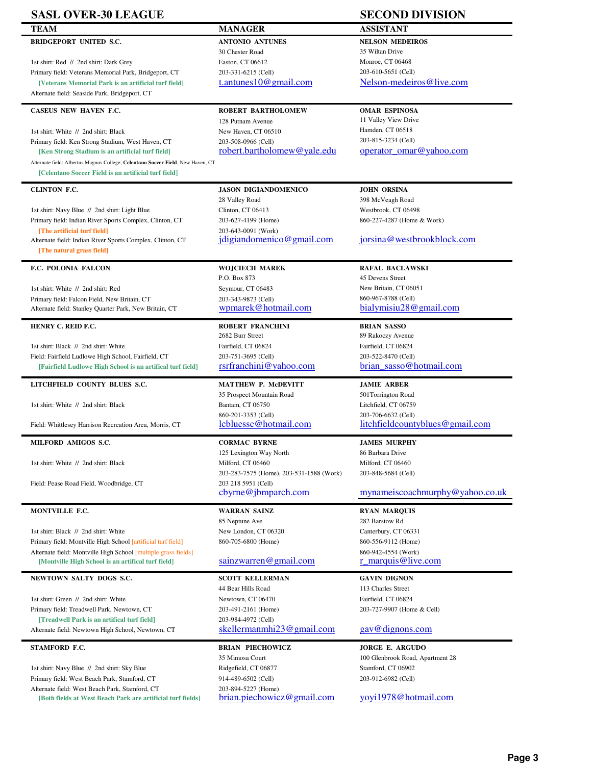# SASL OVER-30 LEAGUE — SECOND DIVISION

| TEAM | MANAGER | ASSISTANT |
|---|---|---|
| **BRIDGEPORT UNITED S.C.**<br><br>1st shirt: Red // 2nd shirt: Dark Grey<br>Primary field: Veterans Memorial Park, Bridgeport, CT<br>[Veterans Memorial Park is an artificial turf field]<br>Alternate field: Seaside Park, Bridgeport, CT | **ANTONIO ANTUNES**<br>30 Chester Road<br>Easton, CT 06612<br>203-331-6215 (Cell)<br>t.antunes10@gmail.com | **NELSON MEDEIROS**<br>35 Wiltan Drive<br>Monroe, CT 06468<br>203-610-5651 (Cell)<br>Nelson-medeiros@live.com |
| **CASEUS NEW HAVEN F.C.**<br><br>1st shirt: White // 2nd shirt: Black<br>Primary field: Ken Strong Stadium, West Haven, CT<br>[Ken Strong Stadium is an artificial turf field]<br>Alternate field: Albertus Magnus College, **Celentano Soccer Field**, New Haven, CT<br>[Celentano Soccer Field is an artificial turf field] | **ROBERT BARTHOLOMEW**<br>128 Putnam Avenue<br>New Haven, CT 06510<br>203-508-0966 (Cell)<br>robert.bartholomew@yale.edu | **OMAR ESPINOSA**<br>11 Valley View Drive<br>Hamden, CT 06518<br>203-815-3234 (Cell)<br>operator_omar@yahoo.com |
| **CLINTON F.C.**<br><br>1st shirt: Navy Blue // 2nd shirt: Light Blue<br>Primary field: Indian River Sports Complex, Clinton, CT<br>[The artificial turf field]<br>Alternate field: Indian River Sports Complex, Clinton, CT<br>[The natural grass field] | **JASON DIGIANDOMENICO**<br>28 Valley Road<br>Clinton, CT 06413<br>203-627-4199 (Home)<br>203-643-0091 (Work)<br>jdigiandomenico@gmail.com | **JOHN ORSINA**<br>398 McVeagh Road<br>Westbrook, CT 06498<br>860-227-4287 (Home & Work)<br>jorsina@westbrookblock.com |
| **F.C. POLONIA FALCON**<br><br>1st shirt: White // 2nd shirt: Red<br>Primary field: Falcon Field, New Britain, CT<br>Alternate field: Stanley Quarter Park, New Britain, CT | **WOJCIECH MAREK**<br>P.O. Box 873<br>Seymour, CT 06483<br>203-343-9873 (Cell)<br>wpmarek@hotmail.com | **RAFAL BACLAWSKI**<br>45 Devens Street<br>New Britain, CT 06051<br>860-967-8788 (Cell)<br>bialymisiu28@gmail.com |
| **HENRY C. REID F.C.**<br><br>1st shirt: Black // 2nd shirt: White<br>Field: Fairfield Ludlowe High School, Fairfield, CT<br>[Fairfield Ludlowe High School is an artifical turf field] | **ROBERT FRANCHINI**<br>2682 Burr Street<br>Fairfield, CT 06824<br>203-751-3695 (Cell)<br>rsrfranchini@yahoo.com | **BRIAN SASSO**<br>89 Rakoczy Avenue<br>Fairfield, CT 06824<br>203-522-8470 (Cell)<br>brian_sasso@hotmail.com |
| **LITCHFIELD COUNTY BLUES S.C.**<br><br>1st shirt: White // 2nd shirt: Black<br><br>Field: Whittlesey Harrison Recreation Area, Morris, CT | **MATTHEW P. McDEVITT**<br>35 Prospect Mountain Road<br>Bantam, CT 06750<br>860-201-3353 (Cell)<br>lcbluessc@hotmail.com | **JAMIE ARBER**<br>501Torrington Road<br>Litchfield, CT 06759<br>203-706-6632 (Cell)<br>litchfieldcountyblues@gmail.com |
| **MILFORD AMIGOS S.C.**<br><br>1st shirt: White // 2nd shirt: Black<br><br>Field: Pease Road Field, Woodbridge, CT | **CORMAC BYRNE**<br>125 Lexington Way North<br>Milford, CT 06460<br>203-283-7575 (Home), 203-531-1588 (Work)<br>203 218 5951 (Cell)<br>cbyrne@jbmparch.com | **JAMES MURPHY**<br>86 Barbara Drive<br>Milford, CT 06460<br>203-848-5684 (Cell)<br>mynameiscoachmurphy@yahoo.co.uk |
| **MONTVILLE F.C.**<br><br>1st shirt: Black // 2nd shirt: White<br>Primary field: Montville High School [artificial turf field]<br>Alternate field: Montville High School [multiple grass fields]<br>[Montville High School is an artifical turf field] | **WARRAN SAINZ**<br>85 Neptune Ave<br>New London, CT 06320<br>860-705-6800 (Home)<br>sainzwarren@gmail.com | **RYAN MARQUIS**<br>282 Barstow Rd<br>Canterbury, CT 06331<br>860-556-9112 (Home)<br>860-942-4554 (Work)<br>r_marquis@live.com |
| **NEWTOWN SALTY DOGS S.C.**<br><br>1st shirt: Green // 2nd shirt: White<br>Primary field: Treadwell Park, Newtown, CT<br>[Treadwell Park is an artifical turf field]<br>Alternate field: Newtown High School, Newtown, CT | **SCOTT KELLERMAN**<br>44 Bear Hills Road<br>Newtown, CT 06470<br>203-491-2161 (Home)<br>203-984-4972 (Cell)<br>skellermanmhi23@gmail.com | **GAVIN DIGNON**<br>113 Charles Street<br>Fairfield, CT 06824<br>203-727-9907 (Home & Cell)<br>gav@dignons.com |
| **STAMFORD F.C.**<br><br>1st shirt: Navy Blue // 2nd shirt: Sky Blue<br>Primary field: West Beach Park, Stamford, CT<br>Alternate field: West Beach Park, Stamford, CT<br>[Both fields at West Beach Park are artificial turf fields] | **BRIAN PIECHOWICZ**<br>35 Mimosa Court<br>Ridgefield, CT 06877<br>914-489-6502 (Cell)<br>203-894-5227 (Home)<br>brian.piechowicz@gmail.com | **JORGE E. ARGUDO**<br>100 Glenbrook Road, Apartment 28<br>Stamford, CT 06902<br>203-912-6982 (Cell)<br>yoyi1978@hotmail.com |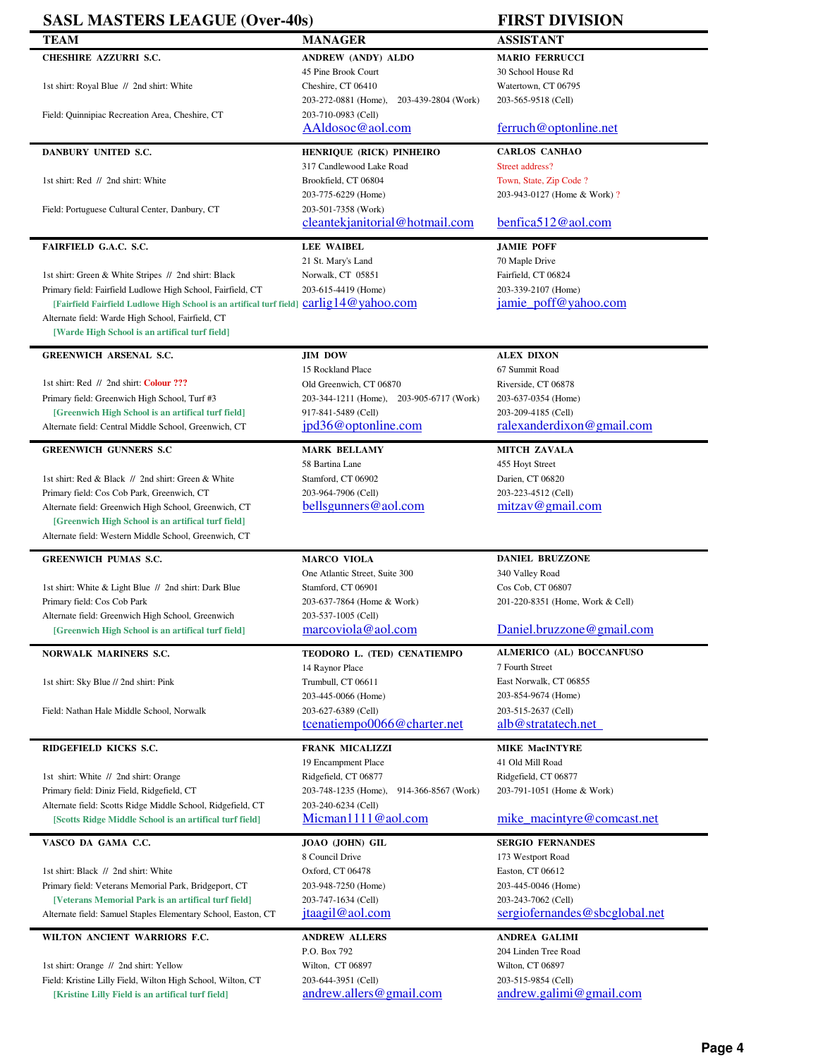# SASL MASTERS LEAGUE (Over-40s) — FIRST DIVISION

| TEAM | MANAGER | ASSISTANT |
|---|---|---|
| **CHESHIRE AZZURRI S.C.**<br>1st shirt: Royal Blue // 2nd shirt: White<br>Field: Quinnipiac Recreation Area, Cheshire, CT | **ANDREW (ANDY) ALDO**<br>45 Pine Brook Court<br>Cheshire, CT 06410<br>203-272-0881 (Home), 203-439-2804 (Work)<br>203-710-0983 (Cell)<br>AAldosoc@aol.com | **MARIO FERRUCCI**<br>30 School House Rd<br>Watertown, CT 06795<br>203-565-9518 (Cell)<br>ferruch@optonline.net |
| **DANBURY UNITED S.C.**<br>1st shirt: Red // 2nd shirt: White<br>Field: Portuguese Cultural Center, Danbury, CT | **HENRIQUE (RICK) PINHEIRO**<br>317 Candlewood Lake Road<br>Brookfield, CT 06804<br>203-775-6229 (Home)<br>203-501-7358 (Work)<br>cleantekjanitorial@hotmail.com | **CARLOS CANHAO**<br>Street address?<br>Town, State, Zip Code ?<br>203-943-0127 (Home & Work) ?<br>benfica512@aol.com |
| **FAIRFIELD G.A.C. S.C.**<br>1st shirt: Green & White Stripes // 2nd shirt: Black<br>Primary field: Fairfield Ludlowe High School, Fairfield, CT<br>[Fairfield Fairfield Ludlowe High School is an artifical turf field]<br>Alternate field: Warde High School, Fairfield, CT<br>[Warde High School is an artifical turf field] | **LEE WAIBEL**<br>21 St. Mary's Land<br>Norwalk, CT 05851<br>203-615-4419 (Home)<br>carlig14@yahoo.com | **JAMIE POFF**<br>70 Maple Drive<br>Fairfield, CT 06824<br>203-339-2107 (Home)<br>jamie_poff@yahoo.com |
| **GREENWICH ARSENAL S.C.**<br>1st shirt: Red // 2nd shirt: Colour ???<br>Primary field: Greenwich High School, Turf #3<br>[Greenwich High School is an artifical turf field]<br>Alternate field: Central Middle School, Greenwich, CT | **JIM DOW**<br>15 Rockland Place<br>Old Greenwich, CT 06870<br>203-344-1211 (Home), 203-905-6717 (Work)<br>917-841-5489 (Cell)<br>jpd36@optonline.com | **ALEX DIXON**<br>67 Summit Road<br>Riverside, CT 06878<br>203-637-0354 (Home)<br>203-209-4185 (Cell)<br>ralexanderdixon@gmail.com |
| **GREENWICH GUNNERS S.C**<br>1st shirt: Red & Black // 2nd shirt: Green & White<br>Primary field: Cos Cob Park, Greenwich, CT<br>Alternate field: Greenwich High School, Greenwich, CT<br>[Greenwich High School is an artifical turf field]<br>Alternate field: Western Middle School, Greenwich, CT | **MARK BELLAMY**<br>58 Bartina Lane<br>Stamford, CT 06902<br>203-964-7906 (Cell)<br>bellsgunners@aol.com | **MITCH ZAVALA**<br>455 Hoyt Street<br>Darien, CT 06820<br>203-223-4512 (Cell)<br>mitzav@gmail.com |
| **GREENWICH PUMAS S.C.**<br>1st shirt: White & Light Blue // 2nd shirt: Dark Blue<br>Primary field: Cos Cob Park<br>Alternate field: Greenwich High School, Greenwich<br>[Greenwich High School is an artifical turf field] | **MARCO VIOLA**<br>One Atlantic Street, Suite 300<br>Stamford, CT 06901<br>203-637-7864 (Home & Work)<br>203-537-1005 (Cell)<br>marcoviola@aol.com | **DANIEL BRUZZONE**<br>340 Valley Road<br>Cos Cob, CT 06807<br>201-220-8351 (Home, Work & Cell)<br>Daniel.bruzzone@gmail.com |
| **NORWALK MARINERS S.C.**<br>1st shirt: Sky Blue // 2nd shirt: Pink<br>Field: Nathan Hale Middle School, Norwalk | **TEODORO L. (TED) CENATIEMPO**<br>14 Raynor Place<br>Trumbull, CT 06611<br>203-445-0066 (Home)<br>203-627-6389 (Cell)<br>tcenatiempo0066@charter.net | **ALMERICO (AL) BOCCANFUSO**<br>7 Fourth Street<br>East Norwalk, CT 06855<br>203-854-9674 (Home)<br>203-515-2637 (Cell)<br>alb@stratatech.net |
| **RIDGEFIELD KICKS S.C.**<br>1st shirt: White // 2nd shirt: Orange<br>Primary field: Diniz Field, Ridgefield, CT<br>Alternate field: Scotts Ridge Middle School, Ridgefield, CT<br>[Scotts Ridge Middle School is an artifical turf field] | **FRANK MICALIZZI**<br>19 Encampment Place<br>Ridgefield, CT 06877<br>203-748-1235 (Home), 914-366-8567 (Work)<br>203-240-6234 (Cell)<br>Micman1111@aol.com | **MIKE MacINTYRE**<br>41 Old Mill Road<br>Ridgefield, CT 06877<br>203-791-1051 (Home & Work)<br>mike_macintyre@comcast.net |
| **VASCO DA GAMA C.C.**<br>1st shirt: Black // 2nd shirt: White<br>Primary field: Veterans Memorial Park, Bridgeport, CT<br>[Veterans Memorial Park is an artifical turf field]<br>Alternate field: Samuel Staples Elementary School, Easton, CT | **JOAO (JOHN) GIL**<br>8 Council Drive<br>Oxford, CT 06478<br>203-948-7250 (Home)<br>203-747-1634 (Cell)<br>jtaagil@aol.com | **SERGIO FERNANDES**<br>173 Westport Road<br>Easton, CT 06612<br>203-445-0046 (Home)<br>203-243-7062 (Cell)<br>sergiofernandes@sbcglobal.net |
| **WILTON ANCIENT WARRIORS F.C.**<br>1st shirt: Orange // 2nd shirt: Yellow<br>Field: Kristine Lilly Field, Wilton High School, Wilton, CT<br>[Kristine Lilly Field is an artifical turf field] | **ANDREW ALLERS**<br>P.O. Box 792<br>Wilton, CT 06897<br>203-644-3951 (Cell)<br>andrew.allers@gmail.com | **ANDREA GALIMI**<br>204 Linden Tree Road<br>Wilton, CT 06897<br>203-515-9854 (Cell)<br>andrew.galimi@gmail.com |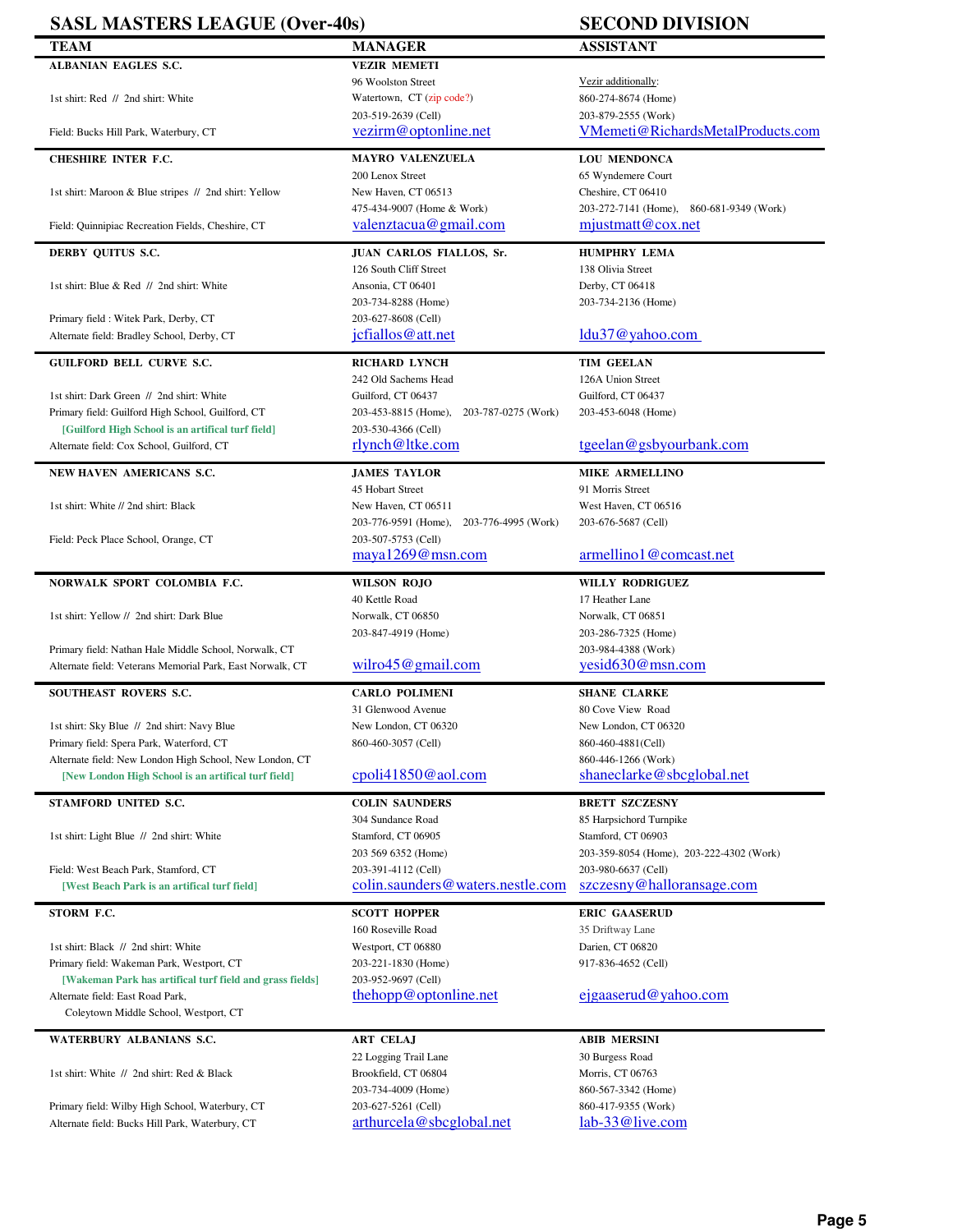# SASL MASTERS LEAGUE (Over-40s) — SECOND DIVISION

| TEAM | MANAGER | ASSISTANT |
|---|---|---|
| **ALBANIAN EAGLES S.C.**<br>1st shirt: Red // 2nd shirt: White<br>Field: Bucks Hill Park, Waterbury, CT | **VEZIR MEMETI**<br>96 Woolston Street<br>Watertown, CT (zip code?)<br>203-519-2639 (Cell)<br>vezirm@optonline.net | Vezir additionally:<br>860-274-8674 (Home)<br>203-879-2555 (Work)<br>VMemeti@RichardsMetalProducts.com |
| **CHESHIRE INTER F.C.**<br>1st shirt: Maroon & Blue stripes // 2nd shirt: Yellow<br>Field: Quinnipiac Recreation Fields, Cheshire, CT | **MAYRO VALENZUELA**<br>200 Lenox Street<br>New Haven, CT 06513<br>475-434-9007 (Home & Work)<br>valenztacua@gmail.com | **LOU MENDONCA**<br>65 Wyndemere Court<br>Cheshire, CT 06410<br>203-272-7141 (Home), 860-681-9349 (Work)<br>mjustmatt@cox.net |
| **DERBY QUITUS S.C.**<br>1st shirt: Blue & Red // 2nd shirt: White<br>Primary field : Witek Park, Derby, CT<br>Alternate field: Bradley School, Derby, CT | **JUAN CARLOS FIALLOS, Sr.**<br>126 South Cliff Street<br>Ansonia, CT 06401<br>203-734-8288 (Home)<br>203-627-8608 (Cell)<br>jcfiallos@att.net | **HUMPHRY LEMA**<br>138 Olivia Street<br>Derby, CT 06418<br>203-734-2136 (Home)<br>ldu37@yahoo.com |
| **GUILFORD BELL CURVE S.C.**<br>1st shirt: Dark Green // 2nd shirt: White<br>Primary field: Guilford High School, Guilford, CT<br>[Guilford High School is an artifical turf field]<br>Alternate field: Cox School, Guilford, CT | **RICHARD LYNCH**<br>242 Old Sachems Head<br>Guilford, CT 06437<br>203-453-8815 (Home), 203-787-0275 (Work)<br>203-530-4366 (Cell)<br>rlynch@ltke.com | **TIM GEELAN**<br>126A Union Street<br>Guilford, CT 06437<br>203-453-6048 (Home)<br>tgeelan@gsbyourbank.com |
| **NEW HAVEN AMERICANS S.C.**<br>1st shirt: White // 2nd shirt: Black<br>Field: Peck Place School, Orange, CT | **JAMES TAYLOR**<br>45 Hobart Street<br>New Haven, CT 06511<br>203-776-9591 (Home), 203-776-4995 (Work)<br>203-507-5753 (Cell)<br>maya1269@msn.com | **MIKE ARMELLINO**<br>91 Morris Street<br>West Haven, CT 06516<br>203-676-5687 (Cell)<br>armellino1@comcast.net |
| **NORWALK SPORT COLOMBIA F.C.**<br>1st shirt: Yellow // 2nd shirt: Dark Blue<br>Primary field: Nathan Hale Middle School, Norwalk, CT<br>Alternate field: Veterans Memorial Park, East Norwalk, CT | **WILSON ROJO**<br>40 Kettle Road<br>Norwalk, CT 06850<br>203-847-4919 (Home)<br>wilro45@gmail.com | **WILLY RODRIGUEZ**<br>17 Heather Lane<br>Norwalk, CT 06851<br>203-286-7325 (Home)<br>203-984-4388 (Work)<br>yesid630@msn.com |
| **SOUTHEAST ROVERS S.C.**<br>1st shirt: Sky Blue // 2nd shirt: Navy Blue<br>Primary field: Spera Park, Waterford, CT<br>Alternate field: New London High School, New London, CT<br>[New London High School is an artifical turf field] | **CARLO POLIMENI**<br>31 Glenwood Avenue<br>New London, CT 06320<br>860-460-3057 (Cell)<br>cpoli41850@aol.com | **SHANE CLARKE**<br>80 Cove View Road<br>New London, CT 06320<br>860-460-4881(Cell)<br>860-446-1266 (Work)<br>shaneclarke@sbcglobal.net |
| **STAMFORD UNITED S.C.**<br>1st shirt: Light Blue // 2nd shirt: White<br>Field: West Beach Park, Stamford, CT<br>[West Beach Park is an artifical turf field] | **COLIN SAUNDERS**<br>304 Sundance Road<br>Stamford, CT 06905<br>203 569 6352 (Home)<br>203-391-4112 (Cell)<br>colin.saunders@waters.nestle.com | **BRETT SZCZESNY**<br>85 Harpsichord Turnpike<br>Stamford, CT 06903<br>203-359-8054 (Home), 203-222-4302 (Work)<br>203-980-6637 (Cell)<br>szczesny@halloransage.com |
| **STORM F.C.**<br>1st shirt: Black // 2nd shirt: White<br>Primary field: Wakeman Park, Westport, CT<br>[Wakeman Park has artifical turf field and grass fields]<br>Alternate field: East Road Park,<br>Coleytown Middle School, Westport, CT | **SCOTT HOPPER**<br>160 Roseville Road<br>Westport, CT 06880<br>203-221-1830 (Home)<br>203-952-9697 (Cell)<br>thehopp@optonline.net | **ERIC GAASERUD**<br>35 Driftway Lane<br>Darien, CT 06820<br>917-836-4652 (Cell)<br>ejgaaserud@yahoo.com |
| **WATERBURY ALBANIANS S.C.**<br>1st shirt: White // 2nd shirt: Red & Black<br>Primary field: Wilby High School, Waterbury, CT<br>Alternate field: Bucks Hill Park, Waterbury, CT | **ART CELAJ**<br>22 Logging Trail Lane<br>Brookfield, CT 06804<br>203-734-4009 (Home)<br>203-627-5261 (Cell)<br>arthurcela@sbcglobal.net | **ABIB MERSINI**<br>30 Burgess Road<br>Morris, CT 06763<br>860-567-3342 (Home)<br>860-417-9355 (Work)<br>lab-33@live.com |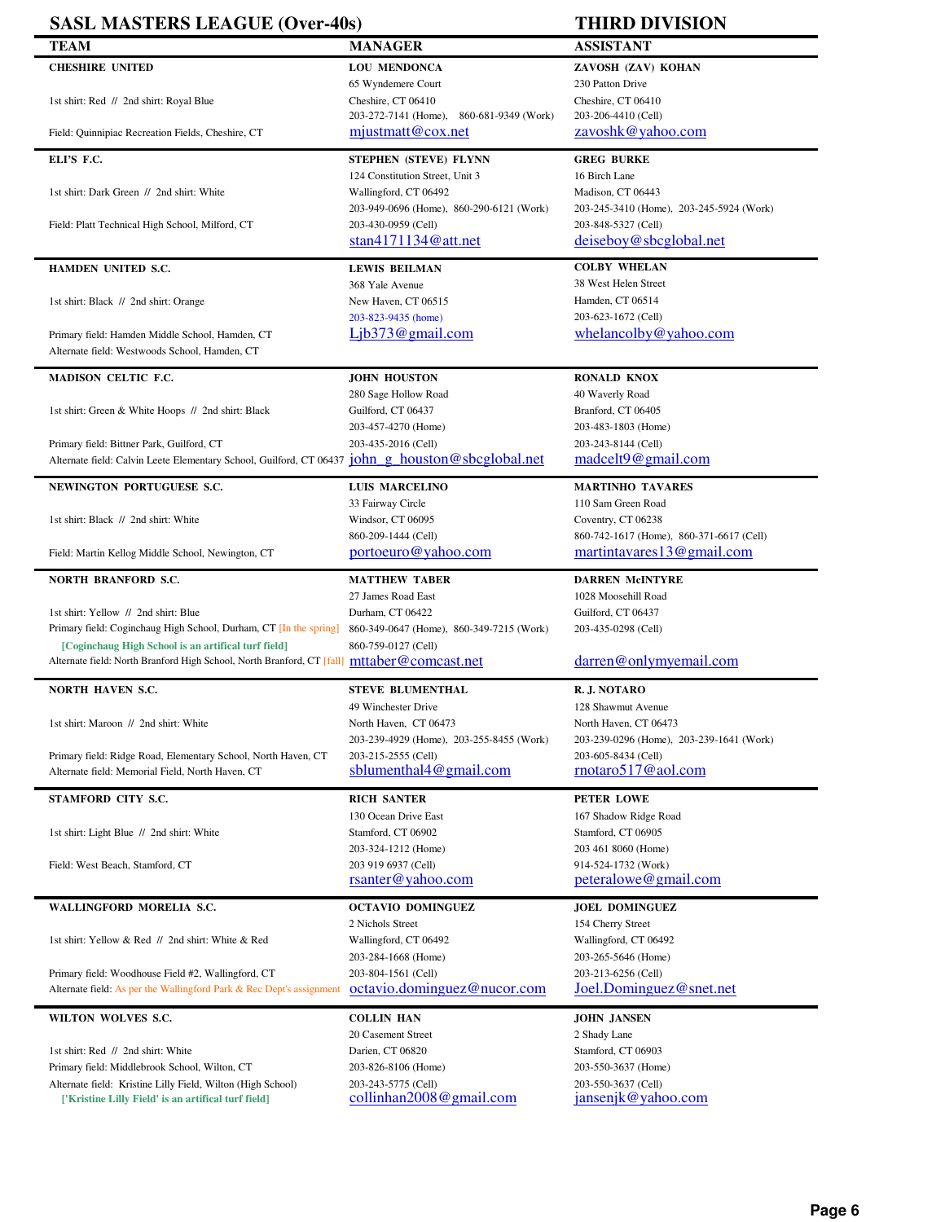# SASL MASTERS LEAGUE (Over-40s) — THIRD DIVISION

| TEAM | MANAGER | ASSISTANT |
|---|---|---|
| **CHESHIRE UNITED**<br>1st shirt: Red // 2nd shirt: Royal Blue<br>Field: Quinnipiac Recreation Fields, Cheshire, CT | **LOU MENDONCA**<br>65 Wyndemere Court<br>Cheshire, CT 06410<br>203-272-7141 (Home), 860-681-9349 (Work)<br>mjustmatt@cox.net | **ZAVOSH (ZAV) KOHAN**<br>230 Patton Drive<br>Cheshire, CT 06410<br>203-206-4410 (Cell)<br>zavoshk@yahoo.com |
| **ELI'S F.C.**<br>1st shirt: Dark Green // 2nd shirt: White<br>Field: Platt Technical High School, Milford, CT | **STEPHEN (STEVE) FLYNN**<br>124 Constitution Street, Unit 3<br>Wallingford, CT 06492<br>203-949-0696 (Home), 860-290-6121 (Work)<br>203-430-0959 (Cell)<br>stan4171134@att.net | **GREG BURKE**<br>16 Birch Lane<br>Madison, CT 06443<br>203-245-3410 (Home), 203-245-5924 (Work)<br>203-848-5327 (Cell)<br>deiseboy@sbcglobal.net |
| **HAMDEN UNITED S.C.**<br>1st shirt: Black // 2nd shirt: Orange<br>Primary field: Hamden Middle School, Hamden, CT<br>Alternate field: Westwoods School, Hamden, CT | **LEWIS BEILMAN**<br>368 Yale Avenue<br>New Haven, CT 06515<br>203-823-9435 (home)<br>Ljb373@gmail.com | **COLBY WHELAN**<br>38 West Helen Street<br>Hamden, CT 06514<br>203-623-1672 (Cell)<br>whelancolby@yahoo.com |
| **MADISON CELTIC F.C.**<br>1st shirt: Green & White Hoops // 2nd shirt: Black<br>Primary field: Bittner Park, Guilford, CT<br>Alternate field: Calvin Leete Elementary School, Guilford, CT 06437 | **JOHN HOUSTON**<br>280 Sage Hollow Road<br>Guilford, CT 06437<br>203-457-4270 (Home)<br>203-435-2016 (Cell)<br>john_g_houston@sbcglobal.net | **RONALD KNOX**<br>40 Waverly Road<br>Branford, CT 06405<br>203-483-1803 (Home)<br>203-243-8144 (Cell)<br>madcelt9@gmail.com |
| **NEWINGTON PORTUGUESE S.C.**<br>1st shirt: Black // 2nd shirt: White<br>Field: Martin Kellog Middle School, Newington, CT | **LUIS MARCELINO**<br>33 Fairway Circle<br>Windsor, CT 06095<br>860-209-1444 (Cell)<br>portoeuro@yahoo.com | **MARTINHO TAVARES**<br>110 Sam Green Road<br>Coventry, CT 06238<br>860-742-1617 (Home), 860-371-6617 (Cell)<br>martintavares13@gmail.com |
| **NORTH BRANFORD S.C.**<br>1st shirt: Yellow // 2nd shirt: Blue<br>Primary field: Coginchaug High School, Durham, CT [In the spring]<br>[Coginchaug High School is an artifical turf field]<br>Alternate field: North Branford High School, North Branford, CT [fall] | **MATTHEW TABER**<br>27 James Road East<br>Durham, CT 06422<br>860-349-0647 (Home), 860-349-7215 (Work)<br>860-759-0127 (Cell)<br>mttaber@comcast.net | **DARREN McINTYRE**<br>1028 Moosehill Road<br>Guilford, CT 06437<br>203-435-0298 (Cell)<br>darren@onlymyemail.com |
| **NORTH HAVEN S.C.**<br>1st shirt: Maroon // 2nd shirt: White<br>Primary field: Ridge Road, Elementary School, North Haven, CT<br>Alternate field: Memorial Field, North Haven, CT | **STEVE BLUMENTHAL**<br>49 Winchester Drive<br>North Haven, CT 06473<br>203-239-4929 (Home), 203-255-8455 (Work)<br>203-215-2555 (Cell)<br>sblumenthal4@gmail.com | **R. J. NOTARO**<br>128 Shawmut Avenue<br>North Haven, CT 06473<br>203-239-0296 (Home), 203-239-1641 (Work)<br>203-605-8434 (Cell)<br>rnotaro517@aol.com |
| **STAMFORD CITY S.C.**<br>1st shirt: Light Blue // 2nd shirt: White<br>Field: West Beach, Stamford, CT | **RICH SANTER**<br>130 Ocean Drive East<br>Stamford, CT 06902<br>203-324-1212 (Home)<br>203 919 6937 (Cell)<br>rsanter@yahoo.com | **PETER LOWE**<br>167 Shadow Ridge Road<br>Stamford, CT 06905<br>203 461 8060 (Home)<br>914-524-1732 (Work)<br>peteralowe@gmail.com |
| **WALLINGFORD MORELIA S.C.**<br>1st shirt: Yellow & Red // 2nd shirt: White & Red<br>Primary field: Woodhouse Field #2, Wallingford, CT<br>Alternate field: As per the Wallingford Park & Rec Dept's assignment | **OCTAVIO DOMINGUEZ**<br>2 Nichols Street<br>Wallingford, CT 06492<br>203-284-1668 (Home)<br>203-804-1561 (Cell)<br>octavio.dominguez@nucor.com | **JOEL DOMINGUEZ**<br>154 Cherry Street<br>Wallingford, CT 06492<br>203-265-5646 (Home)<br>203-213-6256 (Cell)<br>Joel.Dominguez@snet.net |
| **WILTON WOLVES S.C.**<br>1st shirt: Red // 2nd shirt: White<br>Primary field: Middlebrook School, Wilton, CT<br>Alternate field: Kristine Lilly Field, Wilton (High School)<br>['Kristine Lilly Field' is an artifical turf field] | **COLLIN HAN**<br>20 Casement Street<br>Darien, CT 06820<br>203-826-8106 (Home)<br>203-243-5775 (Cell)<br>collinhan2008@gmail.com | **JOHN JANSEN**<br>2 Shady Lane<br>Stamford, CT 06903<br>203-550-3637 (Home)<br>203-550-3637 (Cell)<br>jansenjk@yahoo.com |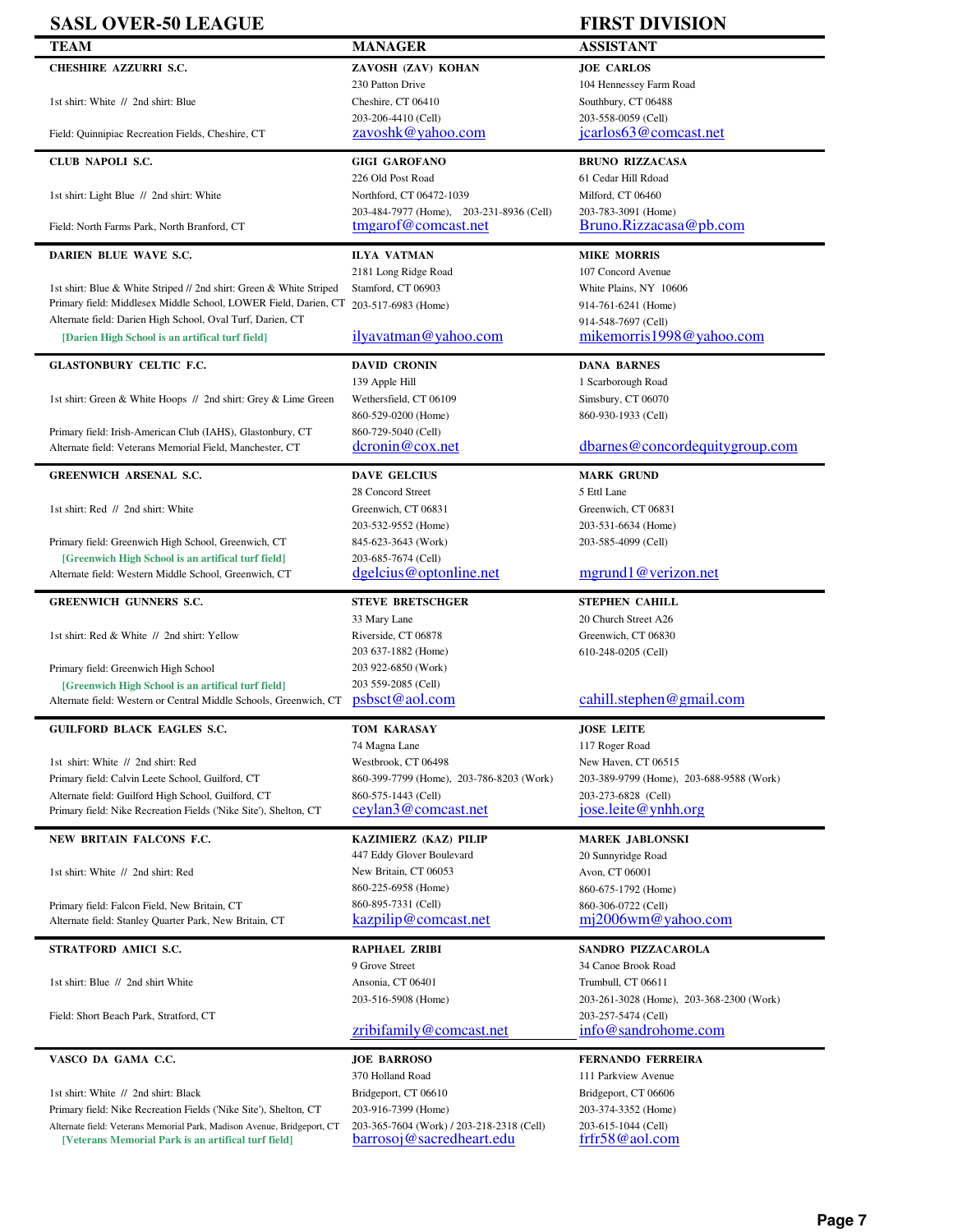# SASL OVER-50 LEAGUE — FIRST DIVISION

| TEAM | MANAGER | ASSISTANT |
|---|---|---|
| **CHESHIRE AZZURRI S.C.**<br>1st shirt: White // 2nd shirt: Blue<br>Field: Quinnipiac Recreation Fields, Cheshire, CT | **ZAVOSH (ZAV) KOHAN**<br>230 Patton Drive<br>Cheshire, CT 06410<br>203-206-4410 (Cell)<br>zavoshk@yahoo.com | **JOE CARLOS**<br>104 Hennessey Farm Road<br>Southbury, CT 06488<br>203-558-0059 (Cell)<br>jcarlos63@comcast.net |
| **CLUB NAPOLI S.C.**<br>1st shirt: Light Blue // 2nd shirt: White<br>Field: North Farms Park, North Branford, CT | **GIGI GAROFANO**<br>226 Old Post Road<br>Northford, CT 06472-1039<br>203-484-7977 (Home), 203-231-8936 (Cell)<br>tmgarof@comcast.net | **BRUNO RIZZACASA**<br>61 Cedar Hill Rdoad<br>Milford, CT 06460<br>203-783-3091 (Home)<br>Bruno.Rizzacasa@pb.com |
| **DARIEN BLUE WAVE S.C.**<br>1st shirt: Blue & White Striped // 2nd shirt: Green & White Striped<br>Primary field: Middlesex Middle School, LOWER Field, Darien, CT<br>Alternate field: Darien High School, Oval Turf, Darien, CT<br>[Darien High School is an artifical turf field] | **ILYA VATMAN**<br>2181 Long Ridge Road<br>Stamford, CT 06903<br>203-517-6983 (Home)<br>ilyavatman@yahoo.com | **MIKE MORRIS**<br>107 Concord Avenue<br>White Plains, NY 10606<br>914-761-6241 (Home)<br>914-548-7697 (Cell)<br>mikemorris1998@yahoo.com |
| **GLASTONBURY CELTIC F.C.**<br>1st shirt: Green & White Hoops // 2nd shirt: Grey & Lime Green<br>Primary field: Irish-American Club (IAHS), Glastonbury, CT<br>Alternate field: Veterans Memorial Field, Manchester, CT | **DAVID CRONIN**<br>139 Apple Hill<br>Wethersfield, CT 06109<br>860-529-0200 (Home)<br>860-729-5040 (Cell)<br>dcronin@cox.net | **DANA BARNES**<br>1 Scarborough Road<br>Simsbury, CT 06070<br>860-930-1933 (Cell)<br>dbarnes@concordequitygroup.com |
| **GREENWICH ARSENAL S.C.**<br>1st shirt: Red // 2nd shirt: White<br>Primary field: Greenwich High School, Greenwich, CT<br>[Greenwich High School is an artifical turf field]<br>Alternate field: Western Middle School, Greenwich, CT | **DAVE GELCIUS**<br>28 Concord Street<br>Greenwich, CT 06831<br>203-532-9552 (Home)<br>845-623-3643 (Work)<br>203-685-7674 (Cell)<br>dgelcius@optonline.net | **MARK GRUND**<br>5 Ettl Lane<br>Greenwich, CT 06831<br>203-531-6634 (Home)<br>203-585-4099 (Cell)<br>mgrund1@verizon.net |
| **GREENWICH GUNNERS S.C.**<br>1st shirt: Red & White // 2nd shirt: Yellow<br>Primary field: Greenwich High School<br>[Greenwich High School is an artifical turf field]<br>Alternate field: Western or Central Middle Schools, Greenwich, CT | **STEVE BRETSCHGER**<br>33 Mary Lane<br>Riverside, CT 06878<br>203 637-1882 (Home)<br>203 922-6850 (Work)<br>203 559-2085 (Cell)<br>psbsct@aol.com | **STEPHEN CAHILL**<br>20 Church Street A26<br>Greenwich, CT 06830<br>610-248-0205 (Cell)<br>cahill.stephen@gmail.com |
| **GUILFORD BLACK EAGLES S.C.**<br>1st shirt: White // 2nd shirt: Red<br>Primary field: Calvin Leete School, Guilford, CT<br>Alternate field: Guilford High School, Guilford, CT<br>Primary field: Nike Recreation Fields ('Nike Site'), Shelton, CT | **TOM KARASAY**<br>74 Magna Lane<br>Westbrook, CT 06498<br>860-399-7799 (Home), 203-786-8203 (Work)<br>860-575-1443 (Cell)<br>ceylan3@comcast.net | **JOSE LEITE**<br>117 Roger Road<br>New Haven, CT 06515<br>203-389-9799 (Home), 203-688-9588 (Work)<br>203-273-6828 (Cell)<br>jose.leite@ynhh.org |
| **NEW BRITAIN FALCONS F.C.**<br>1st shirt: White // 2nd shirt: Red<br>Primary field: Falcon Field, New Britain, CT<br>Alternate field: Stanley Quarter Park, New Britain, CT | **KAZIMIERZ (KAZ) PILIP**<br>447 Eddy Glover Boulevard<br>New Britain, CT 06053<br>860-225-6958 (Home)<br>860-895-7331 (Cell)<br>kazpilip@comcast.net | **MAREK JABLONSKI**<br>20 Sunnyridge Road<br>Avon, CT 06001<br>860-675-1792 (Home)<br>860-306-0722 (Cell)<br>mj2006wm@yahoo.com |
| **STRATFORD AMICI S.C.**<br>1st shirt: Blue // 2nd shirt White<br>Field: Short Beach Park, Stratford, CT | **RAPHAEL ZRIBI**<br>9 Grove Street<br>Ansonia, CT 06401<br>203-516-5908 (Home)<br>zribifamily@comcast.net | **SANDRO PIZZACAROLA**<br>34 Canoe Brook Road<br>Trumbull, CT 06611<br>203-261-3028 (Home), 203-368-2300 (Work)<br>203-257-5474 (Cell)<br>info@sandrohome.com |
| **VASCO DA GAMA C.C.**<br>1st shirt: White // 2nd shirt: Black<br>Primary field: Nike Recreation Fields ('Nike Site'), Shelton, CT<br>Alternate field: Veterans Memorial Park, Madison Avenue, Bridgeport, CT<br>[Veterans Memorial Park is an artifical turf field] | **JOE BARROSO**<br>370 Holland Road<br>Bridgeport, CT 06610<br>203-916-7399 (Home)<br>203-365-7604 (Work) / 203-218-2318 (Cell)<br>barrosoj@sacredheart.edu | **FERNANDO FERREIRA**<br>111 Parkview Avenue<br>Bridgeport, CT 06606<br>203-374-3352 (Home)<br>203-615-1044 (Cell)<br>frfr58@aol.com |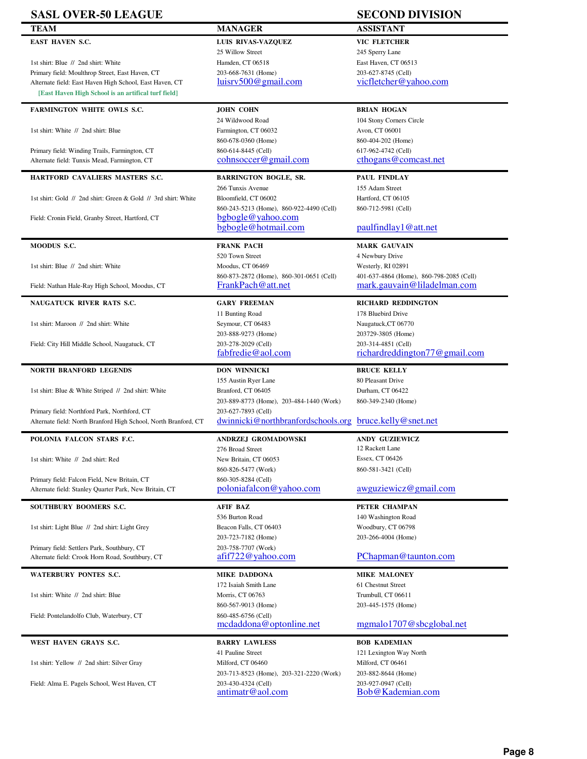# SASL OVER-50 LEAGUE

## SECOND DIVISION

| TEAM | MANAGER | ASSISTANT |
|---|---|---|
| **EAST HAVEN S.C.**<br><br>1st shirt: Blue // 2nd shirt: White<br>Primary field: Moulthrop Street, East Haven, CT<br>Alternate field: East Haven High School, East Haven, CT<br>[East Haven High School is an artifical turf field] | **LUIS RIVAS-VAZQUEZ**<br>25 Willow Street<br>Hamden, CT 06518<br>203-668-7631 (Home)<br>luisrv500@gmail.com | **VIC FLETCHER**<br>245 Sperry Lane<br>East Haven, CT 06513<br>203-627-8745 (Cell)<br>vicfletcher@yahoo.com |
| **FARMINGTON WHITE OWLS S.C.**<br><br>1st shirt: White // 2nd shirt: Blue<br><br>Primary field: Winding Trails, Farmington, CT<br>Alternate field: Tunxis Mead, Farmington, CT | **JOHN COHN**<br>24 Wildwood Road<br>Farmington, CT 06032<br>860-678-0360 (Home)<br>860-614-8445 (Cell)<br>cohnsoccer@gmail.com | **BRIAN HOGAN**<br>104 Stony Corners Circle<br>Avon, CT 06001<br>860-404-202 (Home)<br>617-962-4742 (Cell)<br>cthogans@comcast.net |
| **HARTFORD CAVALIERS MASTERS S.C.**<br><br>1st shirt: Gold // 2nd shirt: Green & Gold // 3rd shirt: White<br><br>Field: Cronin Field, Granby Street, Hartford, CT | **BARRINGTON BOGLE, SR.**<br>266 Tunxis Avenue<br>Bloomfield, CT 06002<br>860-243-5213 (Home), 860-922-4490 (Cell)<br>bgbogle@yahoo.com<br>bgbogle@hotmail.com | **PAUL FINDLAY**<br>155 Adam Street<br>Hartford, CT 06105<br>860-712-5981 (Cell)<br>paulfindlay1@att.net |
| **MOODUS S.C.**<br><br>1st shirt: Blue // 2nd shirt: White<br><br>Field: Nathan Hale-Ray High School, Moodus, CT | **FRANK PACH**<br>520 Town Street<br>Moodus, CT 06469<br>860-873-2872 (Home), 860-301-0651 (Cell)<br>FrankPach@att.net | **MARK GAUVAIN**<br>4 Newbury Drive<br>Westerly, RI 02891<br>401-637-4864 (Home), 860-798-2085 (Cell)<br>mark.gauvain@liladelman.com |
| **NAUGATUCK RIVER RATS S.C.**<br><br>1st shirt: Maroon // 2nd shirt: White<br><br>Field: City Hill Middle School, Naugatuck, CT | **GARY FREEMAN**<br>11 Bunting Road<br>Seymour, CT 06483<br>203-888-9273 (Home)<br>203-278-2029 (Cell)<br>fabfredie@aol.com | **RICHARD REDDINGTON**<br>178 Bluebird Drive<br>Naugatuck,CT 06770<br>203729-3805 (Home)<br>203-314-4851 (Cell)<br>richardreddington77@gmail.com |
| **NORTH BRANFORD LEGENDS**<br><br>1st shirt: Blue & White Striped // 2nd shirt: White<br><br>Primary field: Northford Park, Northford, CT<br>Alternate field: North Branford High School, North Branford, CT | **DON WINNICKI**<br>155 Austin Ryer Lane<br>Branford, CT 06405<br>203-889-8773 (Home), 203-484-1440 (Work)<br>203-627-7893 (Cell)<br>dwinnicki@northbranfordschools.org | **BRUCE KELLY**<br>80 Pleasant Drive<br>Durham, CT 06422<br>860-349-2340 (Home)<br>bruce.kelly@snet.net |
| **POLONIA FALCON STARS F.C.**<br><br>1st shirt: White // 2nd shirt: Red<br><br>Primary field: Falcon Field, New Britain, CT<br>Alternate field: Stanley Quarter Park, New Britain, CT | **ANDRZEJ GROMADOWSKI**<br>276 Broad Street<br>New Britain, CT 06053<br>860-826-5477 (Work)<br>860-305-8284 (Cell)<br>poloniafalcon@yahoo.com | **ANDY GUZIEWICZ**<br>12 Rackett Lane<br>Essex, CT 06426<br>860-581-3421 (Cell)<br>awguziewicz@gmail.com |
| **SOUTHBURY BOOMERS S.C.**<br><br>1st shirt: Light Blue // 2nd shirt: Light Grey<br><br>Primary field: Settlers Park, Southbury, CT<br>Alternate field: Crook Horn Road, Southbury, CT | **AFIF BAZ**<br>536 Burton Road<br>Beacon Falls, CT 06403<br>203-723-7182 (Home)<br>203-758-7707 (Work)<br>afif722@yahoo.com | **PETER CHAMPAN**<br>140 Washington Road<br>Woodbury, CT 06798<br>203-266-4004 (Home)<br>PChapman@taunton.com |
| **WATERBURY PONTES S.C.**<br><br>1st shirt: White // 2nd shirt: Blue<br><br>Field: Pontelandolfo Club, Waterbury, CT | **MIKE DADDONA**<br>172 Isaiah Smith Lane<br>Morris, CT 06763<br>860-567-9013 (Home)<br>860-485-6756 (Cell)<br>mcdaddona@optonline.net | **MIKE MALONEY**<br>61 Chestnut Street<br>Trumbull, CT 06611<br>203-445-1575 (Home)<br>mgmalo1707@sbcglobal.net |
| **WEST HAVEN GRAYS S.C.**<br><br>1st shirt: Yellow // 2nd shirt: Silver Gray<br><br>Field: Alma E. Pagels School, West Haven, CT | **BARRY LAWLESS**<br>41 Pauline Street<br>Milford, CT 06460<br>203-713-8523 (Home), 203-321-2220 (Work)<br>203-430-4324 (Cell)<br>antimatr@aol.com | **BOB KADEMIAN**<br>121 Lexington Way North<br>Milford, CT 06461<br>203-882-8644 (Home)<br>203-927-0947 (Cell)<br>Bob@Kademian.com |